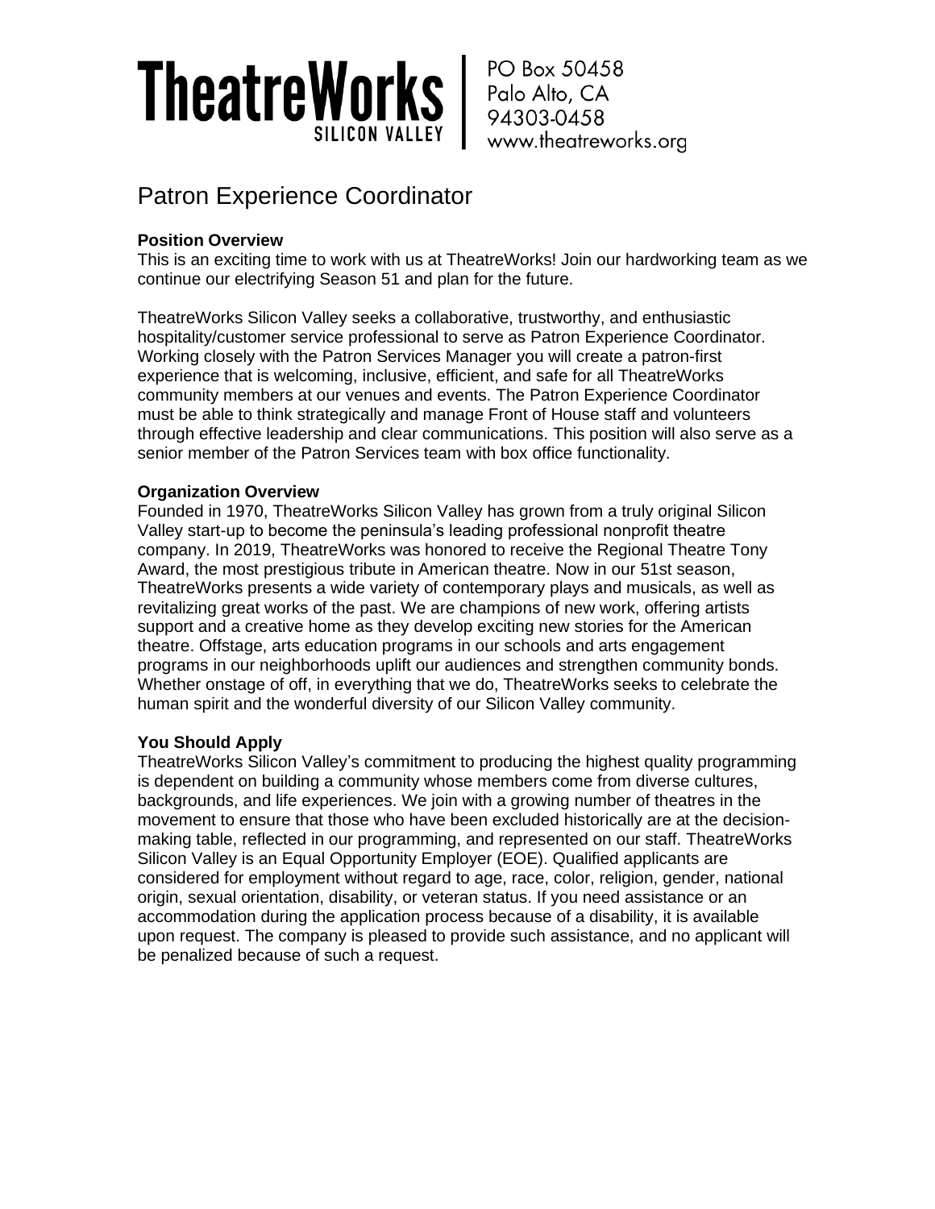**TheatreWorks** SILICON VALLEY

PO Box 50458
Palo Alto, CA
94303-0458
www.theatreworks.org

# Patron Experience Coordinator

**Position Overview**

This is an exciting time to work with us at TheatreWorks! Join our hardworking team as we continue our electrifying Season 51 and plan for the future.

TheatreWorks Silicon Valley seeks a collaborative, trustworthy, and enthusiastic hospitality/customer service professional to serve as Patron Experience Coordinator. Working closely with the Patron Services Manager you will create a patron-first experience that is welcoming, inclusive, efficient, and safe for all TheatreWorks community members at our venues and events. The Patron Experience Coordinator must be able to think strategically and manage Front of House staff and volunteers through effective leadership and clear communications. This position will also serve as a senior member of the Patron Services team with box office functionality.

**Organization Overview**

Founded in 1970, TheatreWorks Silicon Valley has grown from a truly original Silicon Valley start-up to become the peninsula's leading professional nonprofit theatre company. In 2019, TheatreWorks was honored to receive the Regional Theatre Tony Award, the most prestigious tribute in American theatre. Now in our 51st season, TheatreWorks presents a wide variety of contemporary plays and musicals, as well as revitalizing great works of the past. We are champions of new work, offering artists support and a creative home as they develop exciting new stories for the American theatre. Offstage, arts education programs in our schools and arts engagement programs in our neighborhoods uplift our audiences and strengthen community bonds. Whether onstage of off, in everything that we do, TheatreWorks seeks to celebrate the human spirit and the wonderful diversity of our Silicon Valley community.

**You Should Apply**

TheatreWorks Silicon Valley's commitment to producing the highest quality programming is dependent on building a community whose members come from diverse cultures, backgrounds, and life experiences. We join with a growing number of theatres in the movement to ensure that those who have been excluded historically are at the decision-making table, reflected in our programming, and represented on our staff. TheatreWorks Silicon Valley is an Equal Opportunity Employer (EOE). Qualified applicants are considered for employment without regard to age, race, color, religion, gender, national origin, sexual orientation, disability, or veteran status. If you need assistance or an accommodation during the application process because of a disability, it is available upon request. The company is pleased to provide such assistance, and no applicant will be penalized because of such a request.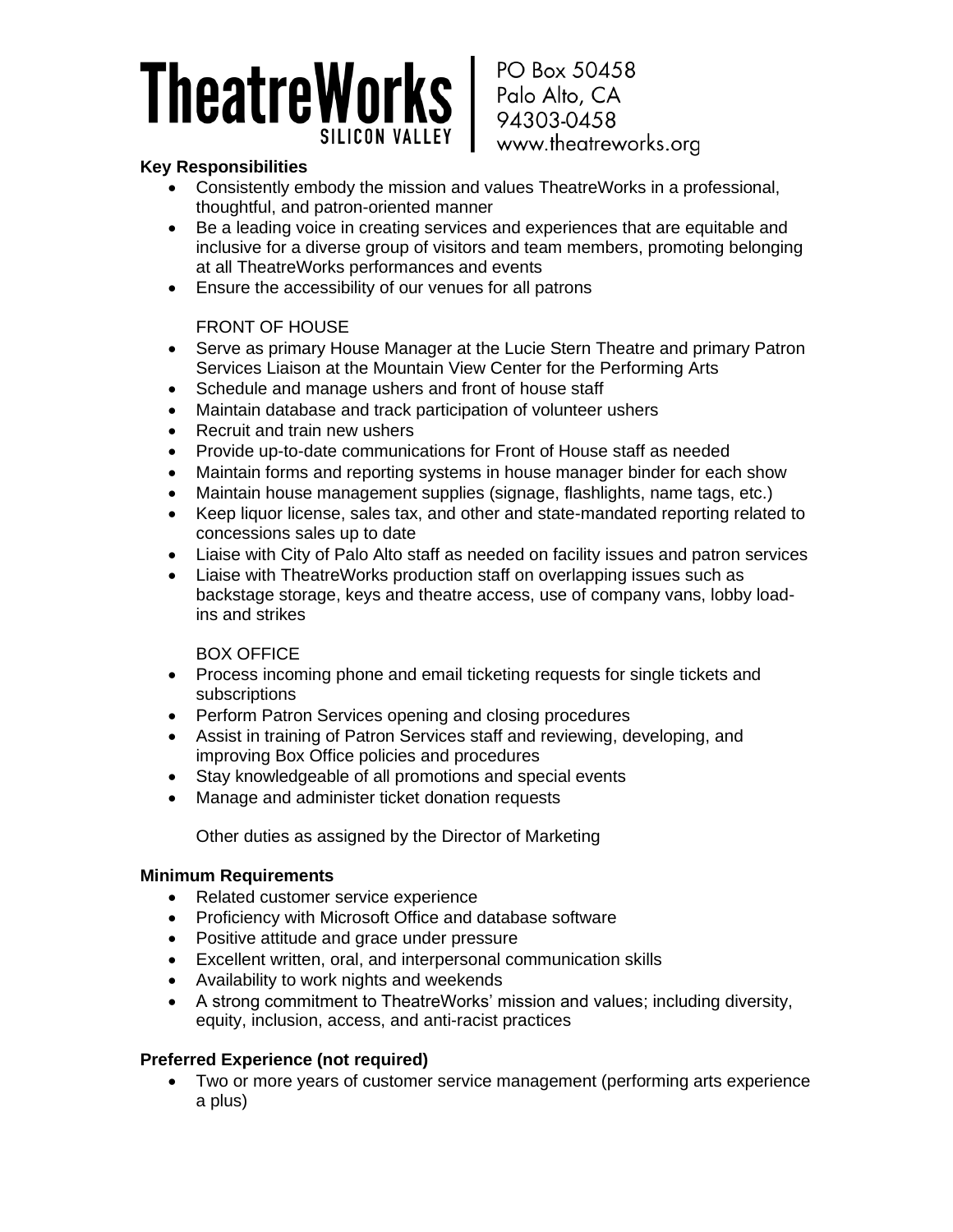**Key Responsibilities**

- Consistently embody the mission and values TheatreWorks in a professional, thoughtful, and patron-oriented manner
- Be a leading voice in creating services and experiences that are equitable and inclusive for a diverse group of visitors and team members, promoting belonging at all TheatreWorks performances and events
- Ensure the accessibility of our venues for all patrons

FRONT OF HOUSE

- Serve as primary House Manager at the Lucie Stern Theatre and primary Patron Services Liaison at the Mountain View Center for the Performing Arts
- Schedule and manage ushers and front of house staff
- Maintain database and track participation of volunteer ushers
- Recruit and train new ushers
- Provide up-to-date communications for Front of House staff as needed
- Maintain forms and reporting systems in house manager binder for each show
- Maintain house management supplies (signage, flashlights, name tags, etc.)
- Keep liquor license, sales tax, and other and state-mandated reporting related to concessions sales up to date
- Liaise with City of Palo Alto staff as needed on facility issues and patron services
- Liaise with TheatreWorks production staff on overlapping issues such as backstage storage, keys and theatre access, use of company vans, lobby load-ins and strikes

BOX OFFICE

- Process incoming phone and email ticketing requests for single tickets and subscriptions
- Perform Patron Services opening and closing procedures
- Assist in training of Patron Services staff and reviewing, developing, and improving Box Office policies and procedures
- Stay knowledgeable of all promotions and special events
- Manage and administer ticket donation requests

Other duties as assigned by the Director of Marketing

**Minimum Requirements**

- Related customer service experience
- Proficiency with Microsoft Office and database software
- Positive attitude and grace under pressure
- Excellent written, oral, and interpersonal communication skills
- Availability to work nights and weekends
- A strong commitment to TheatreWorks' mission and values; including diversity, equity, inclusion, access, and anti-racist practices

**Preferred Experience (not required)**

- Two or more years of customer service management (performing arts experience a plus)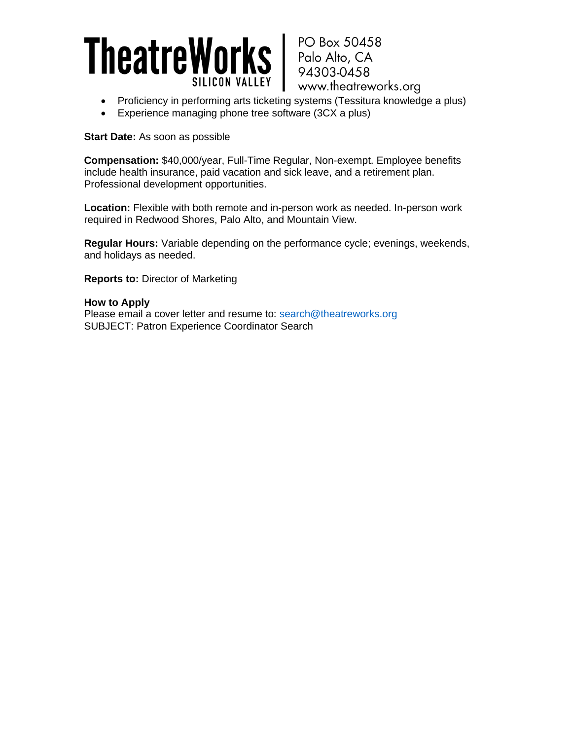- Proficiency in performing arts ticketing systems (Tessitura knowledge a plus)
- Experience managing phone tree software (3CX a plus)

**Start Date:** As soon as possible

**Compensation:** $40,000/year, Full-Time Regular, Non-exempt. Employee benefits include health insurance, paid vacation and sick leave, and a retirement plan. Professional development opportunities.

**Location:** Flexible with both remote and in-person work as needed. In-person work required in Redwood Shores, Palo Alto, and Mountain View.

**Regular Hours:** Variable depending on the performance cycle; evenings, weekends, and holidays as needed.

**Reports to:** Director of Marketing

**How to Apply**
Please email a cover letter and resume to: search@theatreworks.org
SUBJECT: Patron Experience Coordinator Search